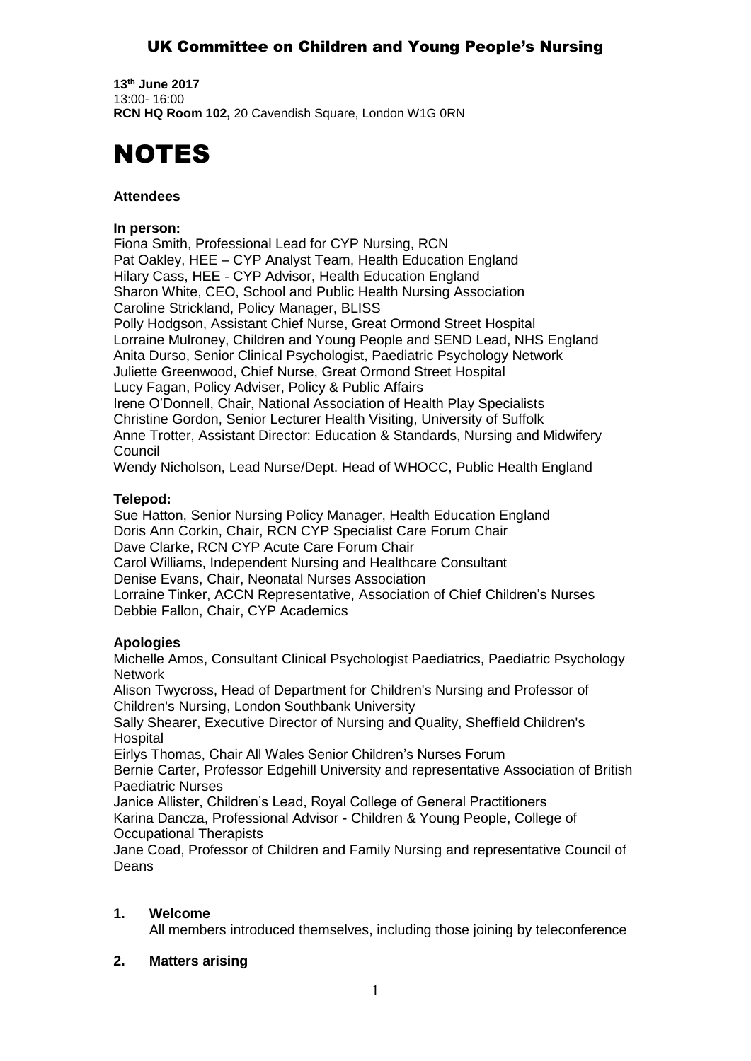# UK Committee on Children and Young People's Nursing

**13th June 2017**
13:00- 16:00
**RCN HQ Room 102,** 20 Cavendish Square, London W1G 0RN

# NOTES

**Attendees**

**In person:**

Fiona Smith, Professional Lead for CYP Nursing, RCN
Pat Oakley, HEE – CYP Analyst Team, Health Education England
Hilary Cass, HEE - CYP Advisor, Health Education England
Sharon White, CEO, School and Public Health Nursing Association
Caroline Strickland, Policy Manager, BLISS
Polly Hodgson, Assistant Chief Nurse, Great Ormond Street Hospital
Lorraine Mulroney, Children and Young People and SEND Lead, NHS England
Anita Durso, Senior Clinical Psychologist, Paediatric Psychology Network
Juliette Greenwood, Chief Nurse, Great Ormond Street Hospital
Lucy Fagan, Policy Adviser, Policy & Public Affairs
Irene O'Donnell, Chair, National Association of Health Play Specialists
Christine Gordon, Senior Lecturer Health Visiting, University of Suffolk
Anne Trotter, Assistant Director: Education & Standards, Nursing and Midwifery Council
Wendy Nicholson, Lead Nurse/Dept. Head of WHOCC, Public Health England

**Telepod:**

Sue Hatton, Senior Nursing Policy Manager, Health Education England
Doris Ann Corkin, Chair, RCN CYP Specialist Care Forum Chair
Dave Clarke, RCN CYP Acute Care Forum Chair
Carol Williams, Independent Nursing and Healthcare Consultant
Denise Evans, Chair, Neonatal Nurses Association
Lorraine Tinker, ACCN Representative, Association of Chief Children's Nurses
Debbie Fallon, Chair, CYP Academics

**Apologies**

Michelle Amos, Consultant Clinical Psychologist Paediatrics, Paediatric Psychology Network
Alison Twycross, Head of Department for Children's Nursing and Professor of Children's Nursing, London Southbank University
Sally Shearer, Executive Director of Nursing and Quality, Sheffield Children's Hospital
Eirlys Thomas, Chair All Wales Senior Children's Nurses Forum
Bernie Carter, Professor Edgehill University and representative Association of British Paediatric Nurses
Janice Allister, Children's Lead, Royal College of General Practitioners
Karina Dancza, Professional Advisor - Children & Young People, College of Occupational Therapists
Jane Coad, Professor of Children and Family Nursing and representative Council of Deans

**1. Welcome**

All members introduced themselves, including those joining by teleconference

**2. Matters arising**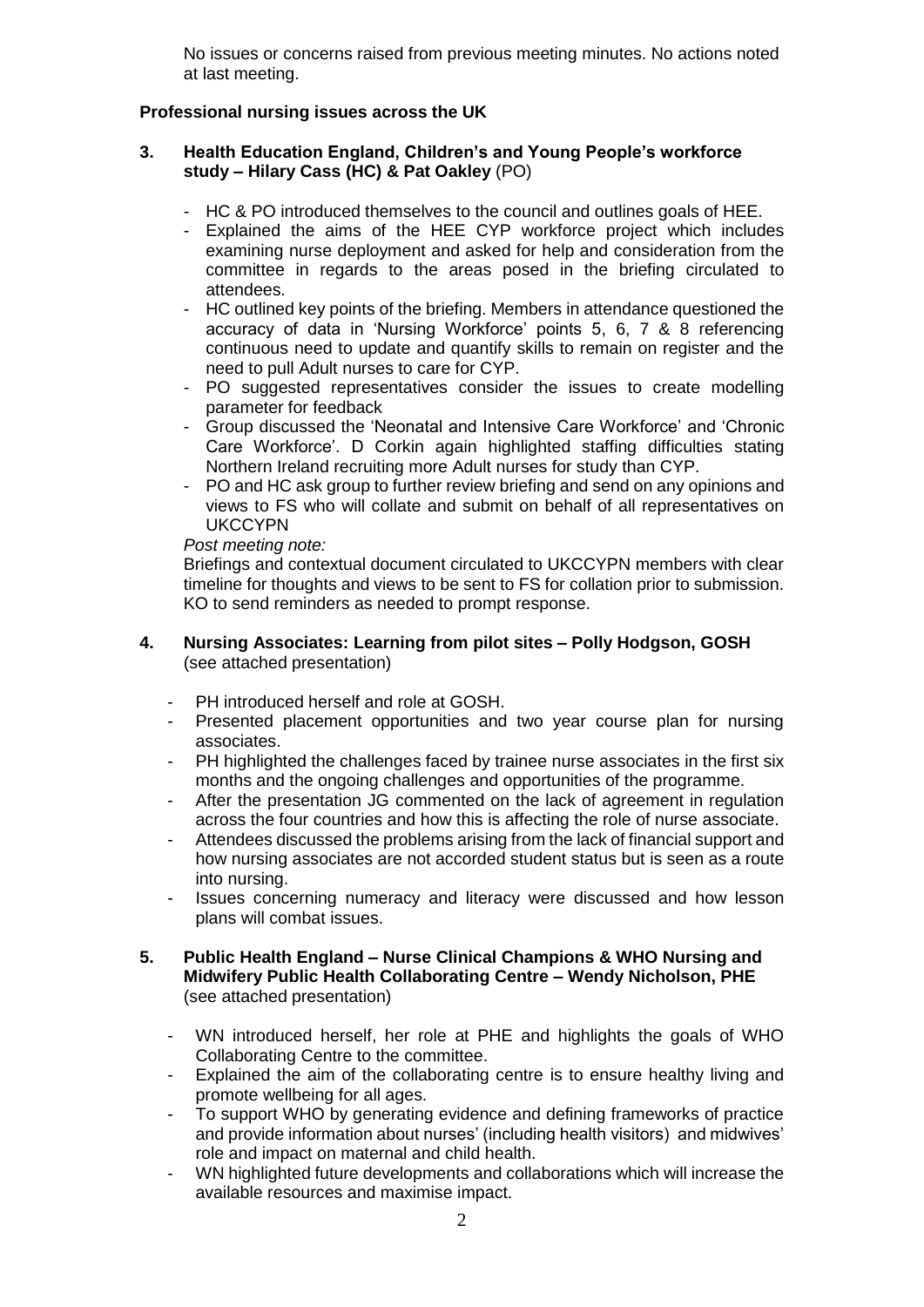No issues or concerns raised from previous meeting minutes. No actions noted at last meeting.

**Professional nursing issues across the UK**

**3. Health Education England, Children's and Young People's workforce study – Hilary Cass (HC) & Pat Oakley** (PO)

- HC & PO introduced themselves to the council and outlines goals of HEE.
- Explained the aims of the HEE CYP workforce project which includes examining nurse deployment and asked for help and consideration from the committee in regards to the areas posed in the briefing circulated to attendees.
- HC outlined key points of the briefing. Members in attendance questioned the accuracy of data in 'Nursing Workforce' points 5, 6, 7 & 8 referencing continuous need to update and quantify skills to remain on register and the need to pull Adult nurses to care for CYP.
- PO suggested representatives consider the issues to create modelling parameter for feedback
- Group discussed the 'Neonatal and Intensive Care Workforce' and 'Chronic Care Workforce'. D Corkin again highlighted staffing difficulties stating Northern Ireland recruiting more Adult nurses for study than CYP.
- PO and HC ask group to further review briefing and send on any opinions and views to FS who will collate and submit on behalf of all representatives on UKCCYPN

*Post meeting note:*

Briefings and contextual document circulated to UKCCYPN members with clear timeline for thoughts and views to be sent to FS for collation prior to submission. KO to send reminders as needed to prompt response.

**4. Nursing Associates: Learning from pilot sites – Polly Hodgson, GOSH** (see attached presentation)

- PH introduced herself and role at GOSH.
- Presented placement opportunities and two year course plan for nursing associates.
- PH highlighted the challenges faced by trainee nurse associates in the first six months and the ongoing challenges and opportunities of the programme.
- After the presentation JG commented on the lack of agreement in regulation across the four countries and how this is affecting the role of nurse associate.
- Attendees discussed the problems arising from the lack of financial support and how nursing associates are not accorded student status but is seen as a route into nursing.
- Issues concerning numeracy and literacy were discussed and how lesson plans will combat issues.

**5. Public Health England – Nurse Clinical Champions & WHO Nursing and Midwifery Public Health Collaborating Centre – Wendy Nicholson, PHE** (see attached presentation)

- WN introduced herself, her role at PHE and highlights the goals of WHO Collaborating Centre to the committee.
- Explained the aim of the collaborating centre is to ensure healthy living and promote wellbeing for all ages.
- To support WHO by generating evidence and defining frameworks of practice and provide information about nurses' (including health visitors) and midwives' role and impact on maternal and child health.
- WN highlighted future developments and collaborations which will increase the available resources and maximise impact.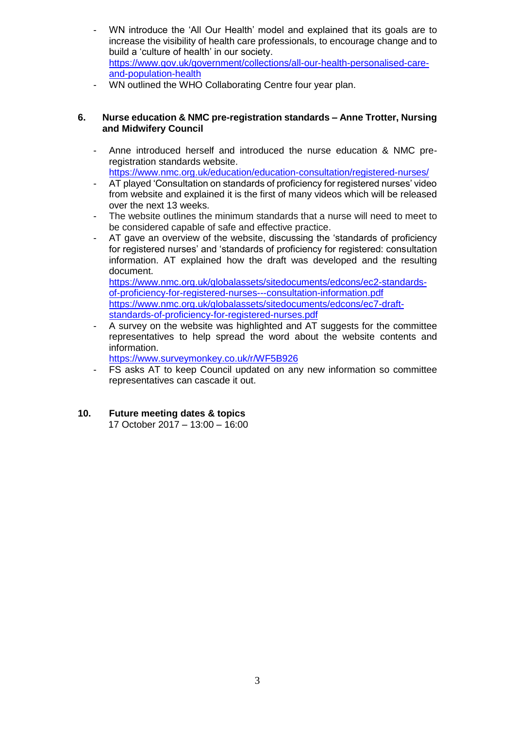- WN introduce the 'All Our Health' model and explained that its goals are to increase the visibility of health care professionals, to encourage change and to build a 'culture of health' in our society. https://www.gov.uk/government/collections/all-our-health-personalised-care-and-population-health
- WN outlined the WHO Collaborating Centre four year plan.

**6. Nurse education & NMC pre-registration standards – Anne Trotter, Nursing and Midwifery Council**

- Anne introduced herself and introduced the nurse education & NMC pre-registration standards website. https://www.nmc.org.uk/education/education-consultation/registered-nurses/
- AT played 'Consultation on standards of proficiency for registered nurses' video from website and explained it is the first of many videos which will be released over the next 13 weeks.
- The website outlines the minimum standards that a nurse will need to meet to be considered capable of safe and effective practice.
- AT gave an overview of the website, discussing the 'standards of proficiency for registered nurses' and 'standards of proficiency for registered: consultation information. AT explained how the draft was developed and the resulting document.
  https://www.nmc.org.uk/globalassets/sitedocuments/edcons/ec2-standards-of-proficiency-for-registered-nurses---consultation-information.pdf
  https://www.nmc.org.uk/globalassets/sitedocuments/edcons/ec7-draft-standards-of-proficiency-for-registered-nurses.pdf
- A survey on the website was highlighted and AT suggests for the committee representatives to help spread the word about the website contents and information.
  https://www.surveymonkey.co.uk/r/WF5B926
- FS asks AT to keep Council updated on any new information so committee representatives can cascade it out.

**10. Future meeting dates & topics**

17 October 2017 – 13:00 – 16:00